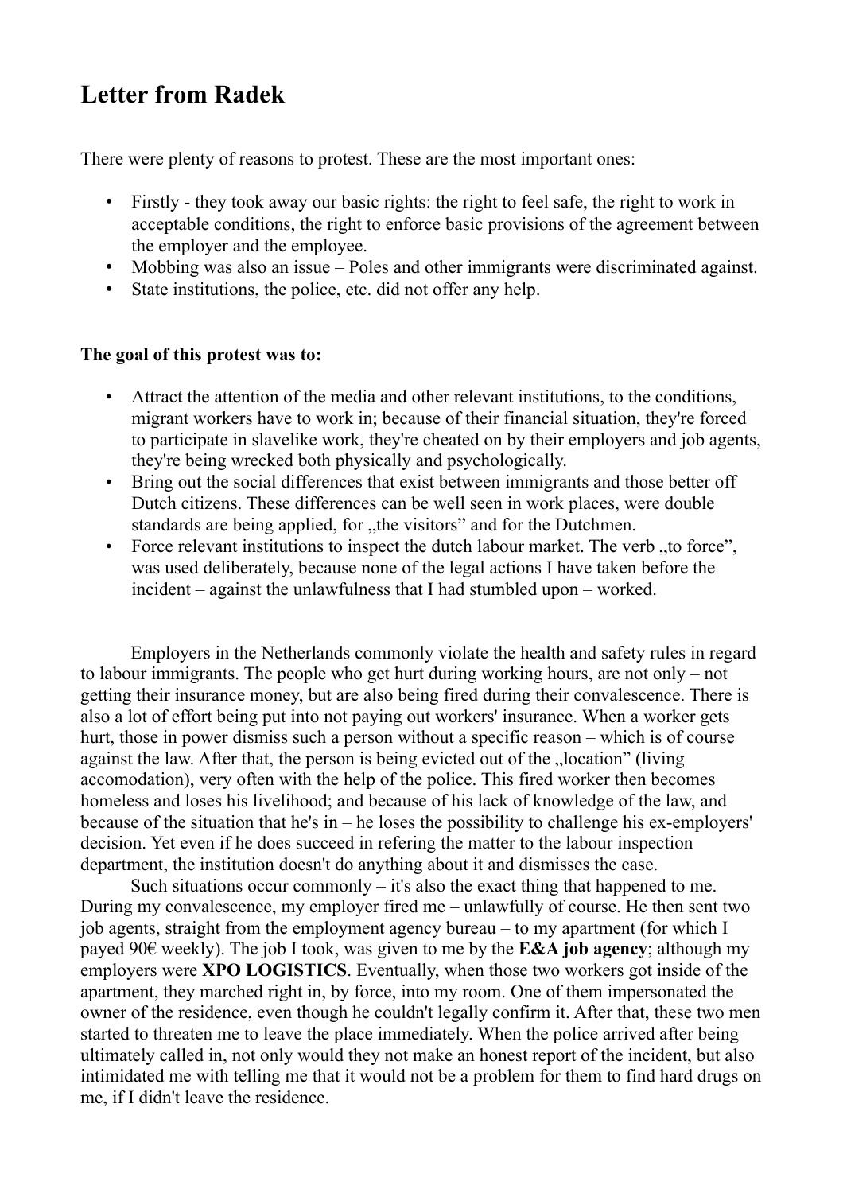# Letter from Radek

There were plenty of reasons to protest. These are the most important ones:

- Firstly - they took away our basic rights: the right to feel safe, the right to work in acceptable conditions, the right to enforce basic provisions of the agreement between the employer and the employee.
- Mobbing was also an issue – Poles and other immigrants were discriminated against.
- State institutions, the police, etc. did not offer any help.

**The goal of this protest was to:**

- Attract the attention of the media and other relevant institutions, to the conditions, migrant workers have to work in; because of their financial situation, they're forced to participate in slavelike work, they're cheated on by their employers and job agents, they're being wrecked both physically and psychologically.
- Bring out the social differences that exist between immigrants and those better off Dutch citizens. These differences can be well seen in work places, were double standards are being applied, for „the visitors" and for the Dutchmen.
- Force relevant institutions to inspect the dutch labour market. The verb „to force", was used deliberately, because none of the legal actions I have taken before the incident – against the unlawfulness that I had stumbled upon – worked.

Employers in the Netherlands commonly violate the health and safety rules in regard to labour immigrants. The people who get hurt during working hours, are not only – not getting their insurance money, but are also being fired during their convalescence. There is also a lot of effort being put into not paying out workers' insurance. When a worker gets hurt, those in power dismiss such a person without a specific reason – which is of course against the law. After that, the person is being evicted out of the „location" (living accomodation), very often with the help of the police. This fired worker then becomes homeless and loses his livelihood; and because of his lack of knowledge of the law, and because of the situation that he's in – he loses the possibility to challenge his ex-employers' decision. Yet even if he does succeed in refering the matter to the labour inspection department, the institution doesn't do anything about it and dismisses the case.

Such situations occur commonly – it's also the exact thing that happened to me. During my convalescence, my employer fired me – unlawfully of course. He then sent two job agents, straight from the employment agency bureau – to my apartment (for which I payed 90€ weekly). The job I took, was given to me by the **E&A job agency**; although my employers were **XPO LOGISTICS**. Eventually, when those two workers got inside of the apartment, they marched right in, by force, into my room. One of them impersonated the owner of the residence, even though he couldn't legally confirm it. After that, these two men started to threaten me to leave the place immediately. When the police arrived after being ultimately called in, not only would they not make an honest report of the incident, but also intimidated me with telling me that it would not be a problem for them to find hard drugs on me, if I didn't leave the residence.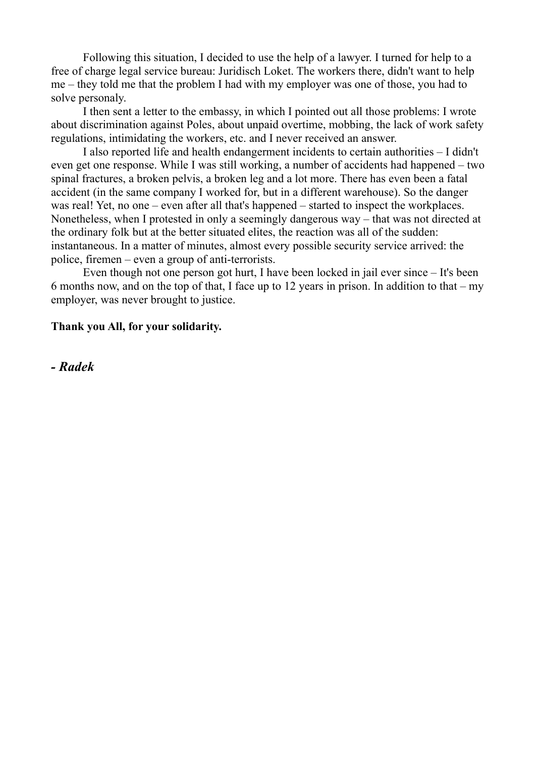Following this situation, I decided to use the help of a lawyer. I turned for help to a free of charge legal service bureau: Juridisch Loket. The workers there, didn't want to help me – they told me that the problem I had with my employer was one of those, you had to solve personaly.

I then sent a letter to the embassy, in which I pointed out all those problems: I wrote about discrimination against Poles, about unpaid overtime, mobbing, the lack of work safety regulations, intimidating the workers, etc. and I never received an answer.

I also reported life and health endangerment incidents to certain authorities – I didn't even get one response. While I was still working, a number of accidents had happened – two spinal fractures, a broken pelvis, a broken leg and a lot more. There has even been a fatal accident (in the same company I worked for, but in a different warehouse). So the danger was real! Yet, no one – even after all that's happened – started to inspect the workplaces. Nonetheless, when I protested in only a seemingly dangerous way – that was not directed at the ordinary folk but at the better situated elites, the reaction was all of the sudden: instantaneous. In a matter of minutes, almost every possible security service arrived: the police, firemen – even a group of anti-terrorists.

Even though not one person got hurt, I have been locked in jail ever since – It's been 6 months now, and on the top of that, I face up to 12 years in prison. In addition to that – my employer, was never brought to justice.

**Thank you All, for your solidarity.**

***- Radek***